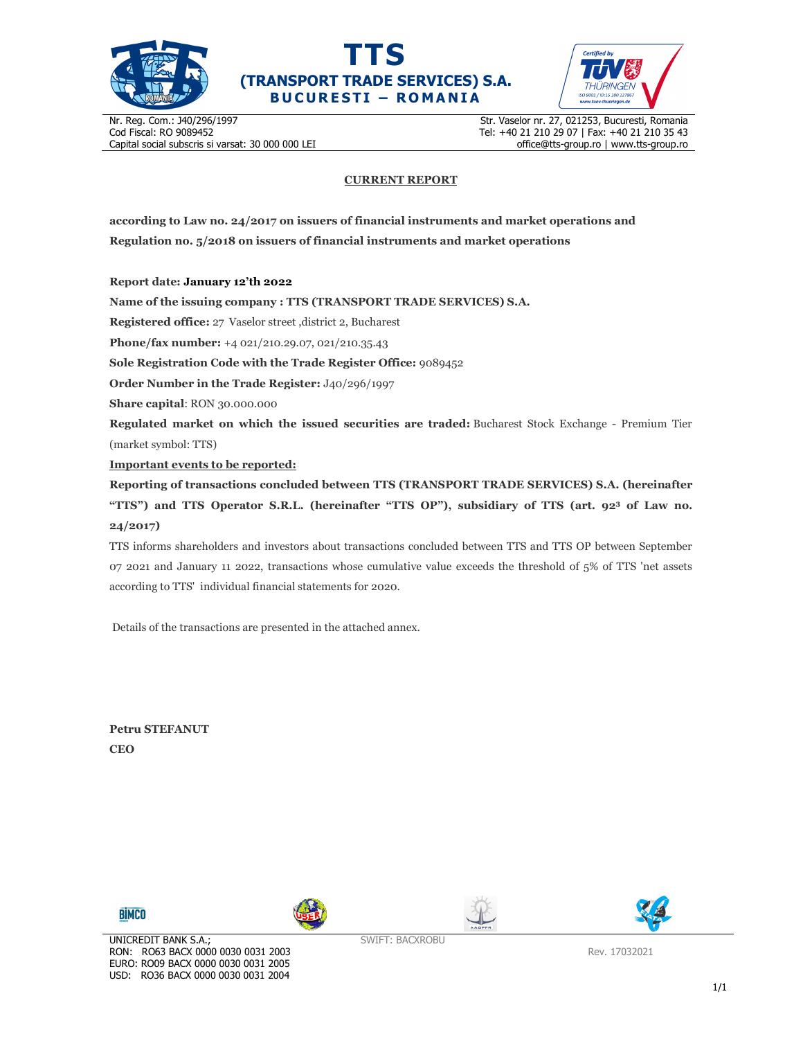**TTS**
**(TRANSPORT TRADE SERVICES) S.A.**
**BUCURESTI – ROMANIA**

Nr. Reg. Com.: J40/296/1997
Cod Fiscal: RO 9089452
Capital social subscris si varsat: 30 000 000 LEI

Str. Vaselor nr. 27, 021253, Bucuresti, Romania
Tel: +40 21 210 29 07 | Fax: +40 21 210 35 43
office@tts-group.ro | www.tts-group.ro

## CURRENT REPORT

**according to Law no. 24/2017 on issuers of financial instruments and market operations and Regulation no. 5/2018 on issuers of financial instruments and market operations**

**Report date: January 12'th 2022**

**Name of the issuing company : TTS (TRANSPORT TRADE SERVICES) S.A.**

**Registered office:** 27 Vaselor street ,district 2, Bucharest

**Phone/fax number:** +4 021/210.29.07, 021/210.35.43

**Sole Registration Code with the Trade Register Office:** 9089452

**Order Number in the Trade Register:** J40/296/1997

**Share capital**: RON 30.000.000

**Regulated market on which the issued securities are traded:** Bucharest Stock Exchange - Premium Tier (market symbol: TTS)

**Important events to be reported:**

**Reporting of transactions concluded between TTS (TRANSPORT TRADE SERVICES) S.A. (hereinafter "TTS") and TTS Operator S.R.L. (hereinafter "TTS OP"), subsidiary of TTS (art. 92[3] of Law no. 24/2017)**

TTS informs shareholders and investors about transactions concluded between TTS and TTS OP between September 07 2021 and January 11 2022, transactions whose cumulative value exceeds the threshold of 5% of TTS 'net assets according to TTS' individual financial statements for 2020.

Details of the transactions are presented in the attached annex.

**Petru STEFANUT**
**CEO**

UNICREDIT BANK S.A.;
RON: RO63 BACX 0000 0030 0031 2003
EURO: RO09 BACX 0000 0030 0031 2005
USD: RO36 BACX 0000 0030 0031 2004

SWIFT: BACXROBU

Rev. 17032021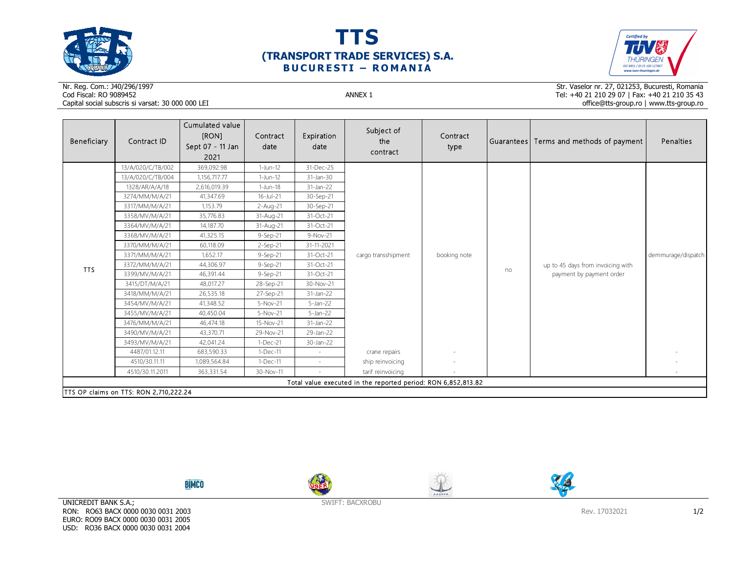# TTS
## (TRANSPORT TRADE SERVICES) S.A.
### BUCURESTI – ROMANIA

Nr. Reg. Com.: J40/296/1997
Cod Fiscal: RO 9089452
Capital social subscris si varsat: 30 000 000 LEI

ANNEX 1

Str. Vaselor nr. 27, 021253, Bucuresti, Romania
Tel: +40 21 210 29 07 | Fax: +40 21 210 35 43
office@tts-group.ro | www.tts-group.ro

| Beneficiary | Contract ID | Cumulated value [RON] Sept 07 - 11 Jan 2021 | Contract date | Expiration date | Subject of the contract | Contract type | Guarantees | Terms and methods of payment | Penalties |
|---|---|---|---|---|---|---|---|---|---|
| TTS | 13/A/020/C/TB/002 | 369,092.98 | 1-Jun-12 | 31-Dec-25 | cargo transshipment | booking note | no | up to 45 days from invoicing with payment by payment order | demmurage/dispatch |
| | 13/A/020/C/TB/004 | 1,156,717.77 | 1-Jun-12 | 31-Jan-30 | | | | | |
| | 1328/AR/A/A/18 | 2,616,019.39 | 1-Jun-18 | 31-Jan-22 | | | | | |
| | 3274/MM/M/A/21 | 41,347.69 | 16-Jul-21 | 30-Sep-21 | | | | | |
| | 3317/MM/M/A/21 | 1,153.79 | 2-Aug-21 | 30-Sep-21 | | | | | |
| | 3358/MV/M/A/21 | 35,776.83 | 31-Aug-21 | 31-Oct-21 | | | | | |
| | 3364/MV/M/A/21 | 14,187.70 | 31-Aug-21 | 31-Oct-21 | | | | | |
| | 3368/MV/M/A/21 | 41,325.15 | 9-Sep-21 | 9-Nov-21 | | | | | |
| | 3370/MM/M/A/21 | 60,118.09 | 2-Sep-21 | 31-11-2021 | | | | | |
| | 3371/MM/M/A/21 | 1,652.17 | 9-Sep-21 | 31-Oct-21 | | | | | |
| | 3372/MM/M/A/21 | 44,306.97 | 9-Sep-21 | 31-Oct-21 | | | | | |
| | 3399/MV/M/A/21 | 46,391.44 | 9-Sep-21 | 31-Oct-21 | | | | | |
| | 3415/DT/M/A/21 | 48,017.27 | 28-Sep-21 | 30-Nov-21 | | | | | |
| | 3418/MM/M/A/21 | 26,535.18 | 27-Sep-21 | 31-Jan-22 | | | | | |
| | 3454/MV/M/A/21 | 41,348.52 | 5-Nov-21 | 5-Jan-22 | | | | | |
| | 3455/MV/M/A/21 | 40,450.04 | 5-Nov-21 | 5-Jan-22 | | | | | |
| | 3476/MM/M/A/21 | 46,474.18 | 15-Nov-21 | 31-Jan-22 | | | | | |
| | 3490/MV/M/A/21 | 43,370.71 | 29-Nov-21 | 29-Jan-22 | | | | | |
| | 3493/MV/M/A/21 | 42,041.24 | 1-Dec-21 | 30-Jan-22 | | | | | |
| | 4487/01.12.11 | 683,590.33 | 1-Dec-11 | - | crane repairs | - | | | - |
| | 4510/30.11.11 | 1,089,564.84 | 1-Dec-11 | - | ship reinvoicing | - | | | - |
| | 4510/30.11.2011 | 363,331.54 | 30-Nov-11 | - | tarif reinvoicing | - | | | - |
| Total value executed in the reported period: RON 6,852,813.82 | | | | | | | | | |

TTS OP claims on TTS: RON 2,710,222.24

UNICREDIT BANK S.A.;
RON: RO63 BACX 0000 0030 0031 2003
EURO: RO09 BACX 0000 0030 0031 2005
USD: RO36 BACX 0000 0030 0031 2004

SWIFT: BACXROBU

Rev. 17032021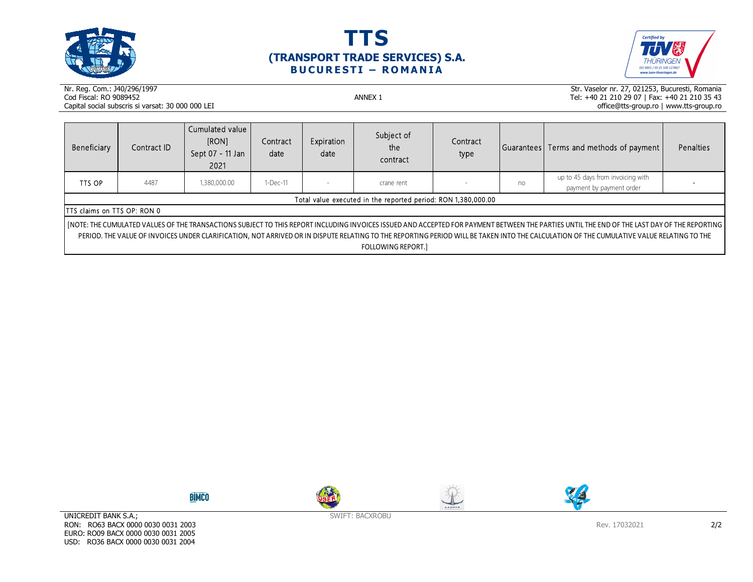# TTS

## (TRANSPORT TRADE SERVICES) S.A.

### BUCURESTI – ROMANIA

Nr. Reg. Com.: J40/296/1997
Cod Fiscal: RO 9089452
Capital social subscris si varsat: 30 000 000 LEI

ANNEX 1

Str. Vaselor nr. 27, 021253, Bucuresti, Romania
Tel: +40 21 210 29 07 | Fax: +40 21 210 35 43
office@tts-group.ro | www.tts-group.ro

| Beneficiary | Contract ID | Cumulated value [RON] Sept 07 - 11 Jan 2021 | Contract date | Expiration date | Subject of the contract | Contract type | Guarantees | Terms and methods of payment | Penalties |
|---|---|---|---|---|---|---|---|---|---|
| TTS OP | 4487 | 1,380,000.00 | 1-Dec-11 | - | crane rent | - | no | up to 45 days from invoicing with payment by payment order | - |
| Total value executed in the reported period: RON 1,380,000.00 | | | | | | | | | |
| TTS claims on TTS OP: RON 0 | | | | | | | | | |
| [NOTE: THE CUMULATED VALUES OF THE TRANSACTIONS SUBJECT TO THIS REPORT INCLUDING INVOICES ISSUED AND ACCEPTED FOR PAYMENT BETWEEN THE PARTIES UNTIL THE END OF THE LAST DAY OF THE REPORTING PERIOD. THE VALUE OF INVOICES UNDER CLARIFICATION, NOT ARRIVED OR IN DISPUTE RELATING TO THE REPORTING PERIOD WILL BE TAKEN INTO THE CALCULATION OF THE CUMULATIVE VALUE RELATING TO THE FOLLOWING REPORT.] | | | | | | | | | |

UNICREDIT BANK S.A.;
RON: RO63 BACX 0000 0030 0031 2003
EURO: RO09 BACX 0000 0030 0031 2005
USD: RO36 BACX 0000 0030 0031 2004

SWIFT: BACXROBU

Rev. 17032021